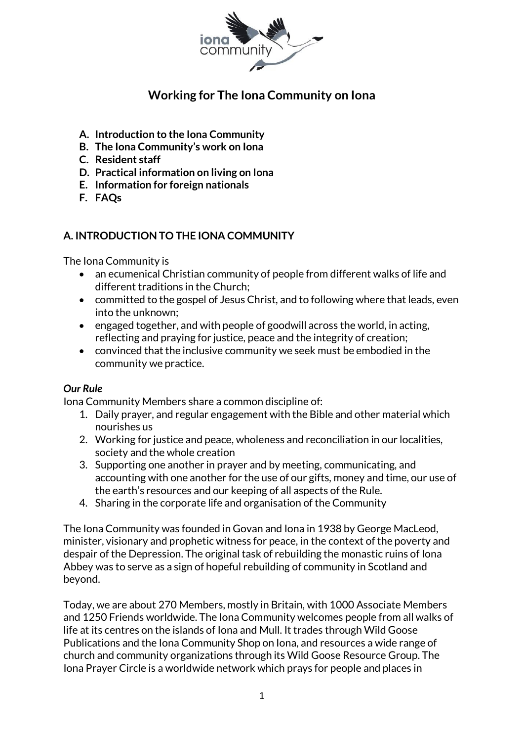# Working for The Iona Community on Iona

- **A. Introduction to the Iona Community**
- **B. The Iona Community's work on Iona**
- **C. Resident staff**
- **D. Practical information on living on Iona**
- **E. Information for foreign nationals**
- **F. FAQs**

## A. INTRODUCTION TO THE IONA COMMUNITY

The Iona Community is

- an ecumenical Christian community of people from different walks of life and different traditions in the Church;
- committed to the gospel of Jesus Christ, and to following where that leads, even into the unknown;
- engaged together, and with people of goodwill across the world, in acting, reflecting and praying for justice, peace and the integrity of creation;
- convinced that the inclusive community we seek must be embodied in the community we practice.

***Our Rule***

Iona Community Members share a common discipline of:

1. Daily prayer, and regular engagement with the Bible and other material which nourishes us
2. Working for justice and peace, wholeness and reconciliation in our localities, society and the whole creation
3. Supporting one another in prayer and by meeting, communicating, and accounting with one another for the use of our gifts, money and time, our use of the earth's resources and our keeping of all aspects of the Rule.
4. Sharing in the corporate life and organisation of the Community

The Iona Community was founded in Govan and Iona in 1938 by George MacLeod, minister, visionary and prophetic witness for peace, in the context of the poverty and despair of the Depression. The original task of rebuilding the monastic ruins of Iona Abbey was to serve as a sign of hopeful rebuilding of community in Scotland and beyond.

Today, we are about 270 Members, mostly in Britain, with 1000 Associate Members and 1250 Friends worldwide. The Iona Community welcomes people from all walks of life at its centres on the islands of Iona and Mull. It trades through Wild Goose Publications and the Iona Community Shop on Iona, and resources a wide range of church and community organizations through its Wild Goose Resource Group. The Iona Prayer Circle is a worldwide network which prays for people and places in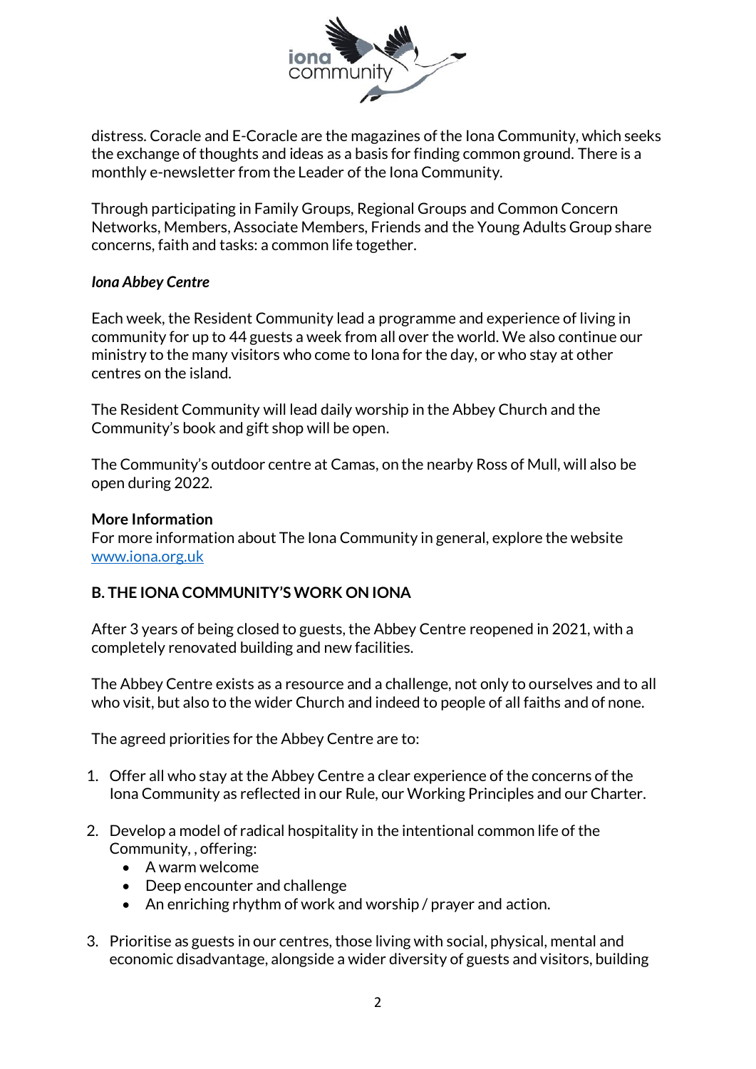distress. Coracle and E-Coracle are the magazines of the Iona Community, which seeks the exchange of thoughts and ideas as a basis for finding common ground. There is a monthly e-newsletter from the Leader of the Iona Community.

Through participating in Family Groups, Regional Groups and Common Concern Networks, Members, Associate Members, Friends and the Young Adults Group share concerns, faith and tasks: a common life together.

***Iona Abbey Centre***

Each week, the Resident Community lead a programme and experience of living in community for up to 44 guests a week from all over the world. We also continue our ministry to the many visitors who come to Iona for the day, or who stay at other centres on the island.

The Resident Community will lead daily worship in the Abbey Church and the Community's book and gift shop will be open.

The Community's outdoor centre at Camas, on the nearby Ross of Mull, will also be open during 2022.

**More Information**
For more information about The Iona Community in general, explore the website [www.iona.org.uk](www.iona.org.uk)

## B. THE IONA COMMUNITY'S WORK ON IONA

After 3 years of being closed to guests, the Abbey Centre reopened in 2021, with a completely renovated building and new facilities.

The Abbey Centre exists as a resource and a challenge, not only to ourselves and to all who visit, but also to the wider Church and indeed to people of all faiths and of none.

The agreed priorities for the Abbey Centre are to:

1. Offer all who stay at the Abbey Centre a clear experience of the concerns of the Iona Community as reflected in our Rule, our Working Principles and our Charter.

2. Develop a model of radical hospitality in the intentional common life of the Community, , offering:
   - A warm welcome
   - Deep encounter and challenge
   - An enriching rhythm of work and worship / prayer and action.

3. Prioritise as guests in our centres, those living with social, physical, mental and economic disadvantage, alongside a wider diversity of guests and visitors, building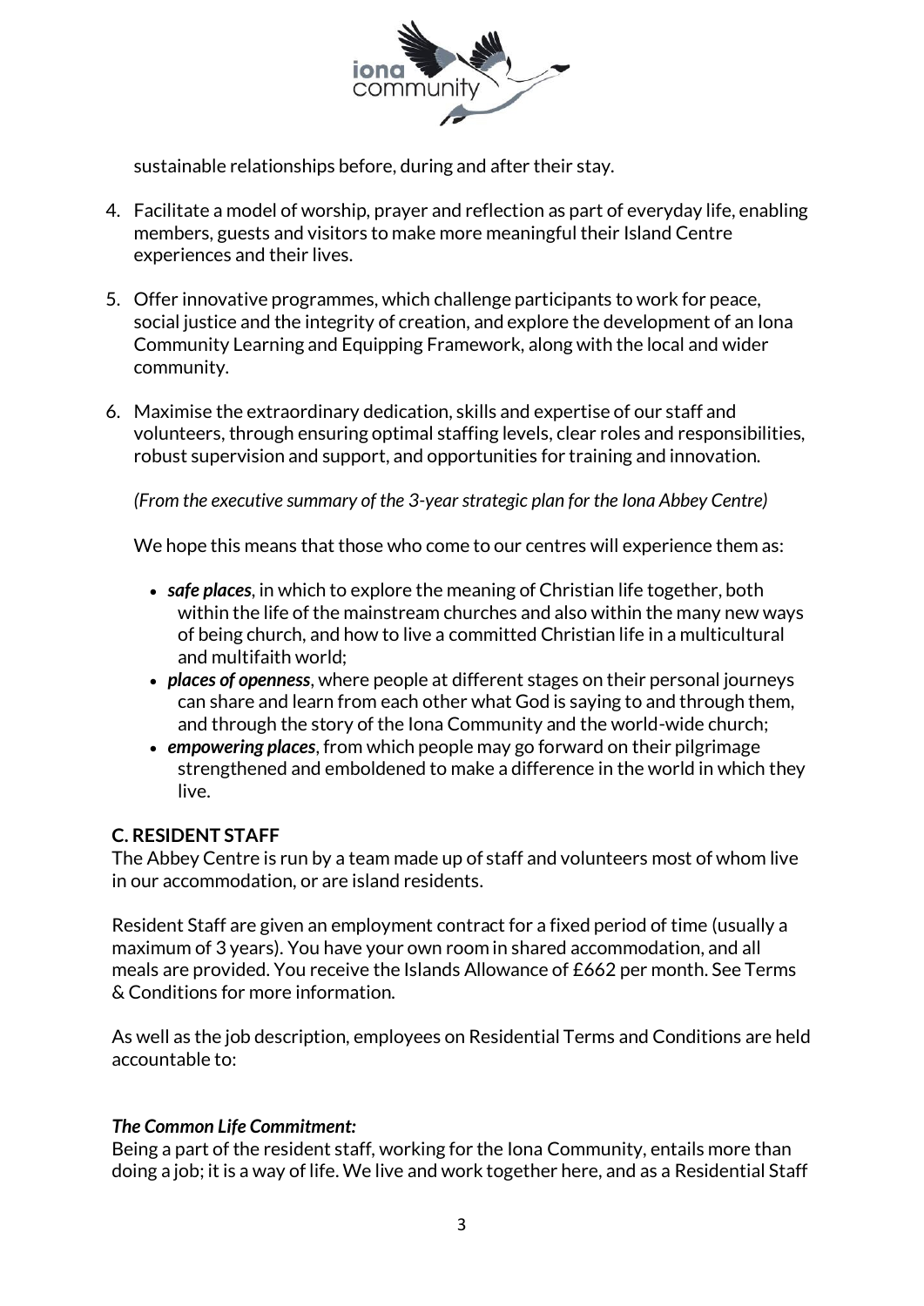sustainable relationships before, during and after their stay.

4. Facilitate a model of worship, prayer and reflection as part of everyday life, enabling members, guests and visitors to make more meaningful their Island Centre experiences and their lives.

5. Offer innovative programmes, which challenge participants to work for peace, social justice and the integrity of creation, and explore the development of an Iona Community Learning and Equipping Framework, along with the local and wider community.

6. Maximise the extraordinary dedication, skills and expertise of our staff and volunteers, through ensuring optimal staffing levels, clear roles and responsibilities, robust supervision and support, and opportunities for training and innovation.

*(From the executive summary of the 3-year strategic plan for the Iona Abbey Centre)*

We hope this means that those who come to our centres will experience them as:

- ***safe places***, in which to explore the meaning of Christian life together, both within the life of the mainstream churches and also within the many new ways of being church, and how to live a committed Christian life in a multicultural and multifaith world;
- ***places of openness***, where people at different stages on their personal journeys can share and learn from each other what God is saying to and through them, and through the story of the Iona Community and the world-wide church;
- ***empowering places***, from which people may go forward on their pilgrimage strengthened and emboldened to make a difference in the world in which they live.

## C. RESIDENT STAFF

The Abbey Centre is run by a team made up of staff and volunteers most of whom live in our accommodation, or are island residents.

Resident Staff are given an employment contract for a fixed period of time (usually a maximum of 3 years). You have your own room in shared accommodation, and all meals are provided. You receive the Islands Allowance of £662 per month. See Terms & Conditions for more information.

As well as the job description, employees on Residential Terms and Conditions are held accountable to:

***The Common Life Commitment:***

Being a part of the resident staff, working for the Iona Community, entails more than doing a job; it is a way of life. We live and work together here, and as a Residential Staff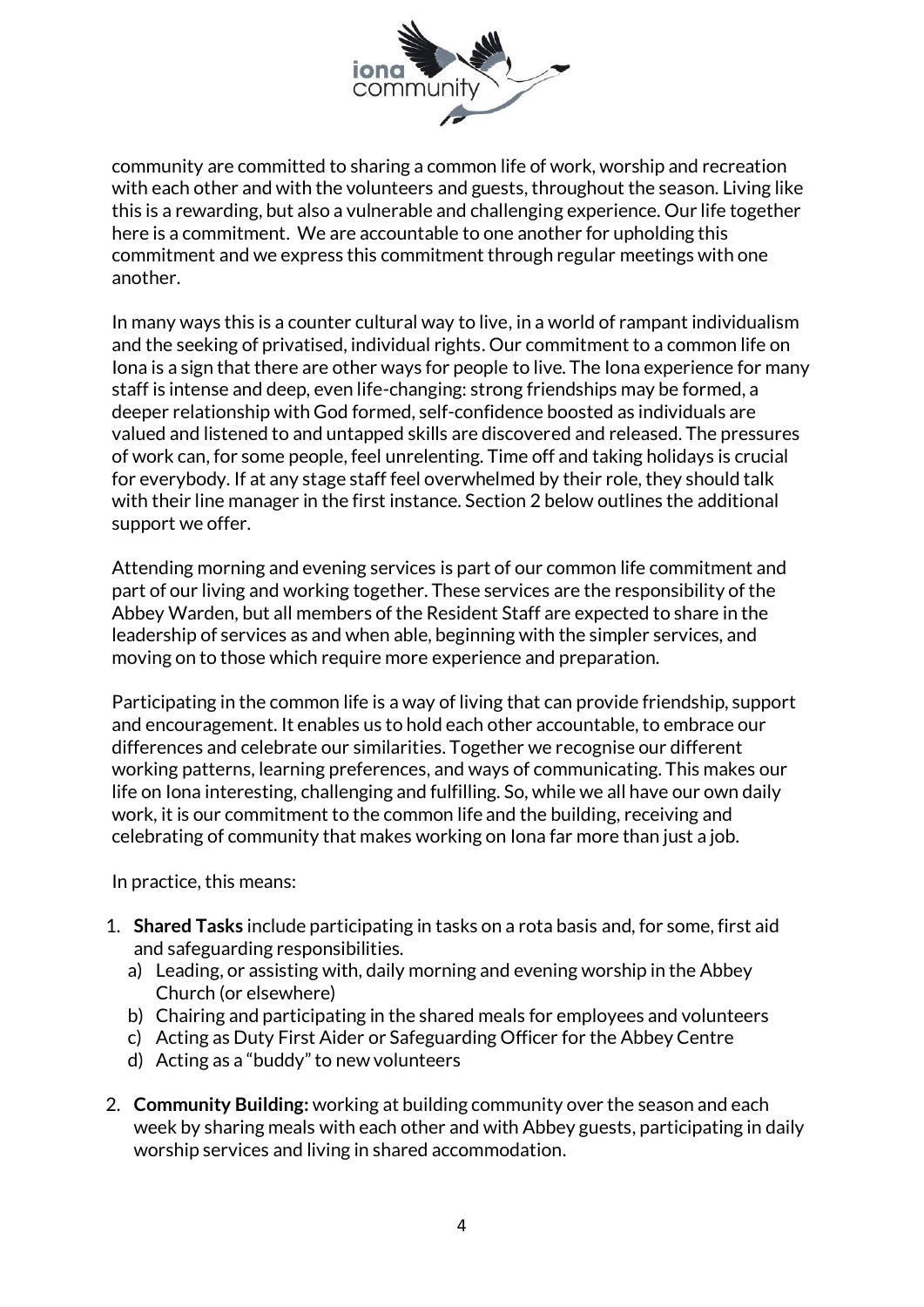community are committed to sharing a common life of work, worship and recreation with each other and with the volunteers and guests, throughout the season. Living like this is a rewarding, but also a vulnerable and challenging experience. Our life together here is a commitment. We are accountable to one another for upholding this commitment and we express this commitment through regular meetings with one another.

In many ways this is a counter cultural way to live, in a world of rampant individualism and the seeking of privatised, individual rights. Our commitment to a common life on Iona is a sign that there are other ways for people to live. The Iona experience for many staff is intense and deep, even life-changing: strong friendships may be formed, a deeper relationship with God formed, self-confidence boosted as individuals are valued and listened to and untapped skills are discovered and released. The pressures of work can, for some people, feel unrelenting. Time off and taking holidays is crucial for everybody. If at any stage staff feel overwhelmed by their role, they should talk with their line manager in the first instance. Section 2 below outlines the additional support we offer.

Attending morning and evening services is part of our common life commitment and part of our living and working together. These services are the responsibility of the Abbey Warden, but all members of the Resident Staff are expected to share in the leadership of services as and when able, beginning with the simpler services, and moving on to those which require more experience and preparation.

Participating in the common life is a way of living that can provide friendship, support and encouragement. It enables us to hold each other accountable, to embrace our differences and celebrate our similarities. Together we recognise our different working patterns, learning preferences, and ways of communicating. This makes our life on Iona interesting, challenging and fulfilling. So, while we all have our own daily work, it is our commitment to the common life and the building, receiving and celebrating of community that makes working on Iona far more than just a job.

In practice, this means:

1. **Shared Tasks** include participating in tasks on a rota basis and, for some, first aid and safeguarding responsibilities.
   a) Leading, or assisting with, daily morning and evening worship in the Abbey Church (or elsewhere)
   b) Chairing and participating in the shared meals for employees and volunteers
   c) Acting as Duty First Aider or Safeguarding Officer for the Abbey Centre
   d) Acting as a "buddy" to new volunteers

2. **Community Building:** working at building community over the season and each week by sharing meals with each other and with Abbey guests, participating in daily worship services and living in shared accommodation.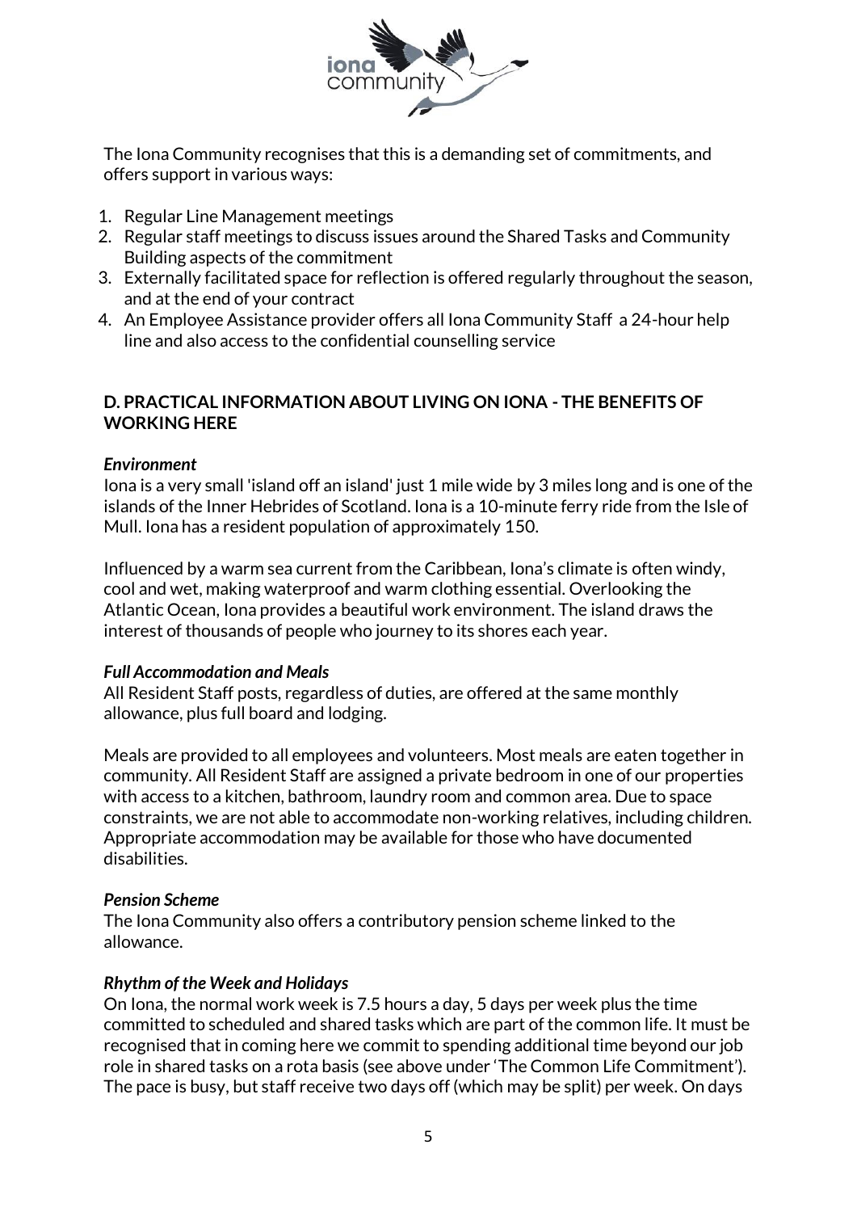The Iona Community recognises that this is a demanding set of commitments, and offers support in various ways:

1. Regular Line Management meetings
2. Regular staff meetings to discuss issues around the Shared Tasks and Community Building aspects of the commitment
3. Externally facilitated space for reflection is offered regularly throughout the season, and at the end of your contract
4. An Employee Assistance provider offers all Iona Community Staff a 24-hour help line and also access to the confidential counselling service

## D. PRACTICAL INFORMATION ABOUT LIVING ON IONA - THE BENEFITS OF WORKING HERE

***Environment***

Iona is a very small 'island off an island' just 1 mile wide by 3 miles long and is one of the islands of the Inner Hebrides of Scotland. Iona is a 10-minute ferry ride from the Isle of Mull. Iona has a resident population of approximately 150.

Influenced by a warm sea current from the Caribbean, Iona's climate is often windy, cool and wet, making waterproof and warm clothing essential. Overlooking the Atlantic Ocean, Iona provides a beautiful work environment. The island draws the interest of thousands of people who journey to its shores each year.

***Full Accommodation and Meals***

All Resident Staff posts, regardless of duties, are offered at the same monthly allowance, plus full board and lodging.

Meals are provided to all employees and volunteers. Most meals are eaten together in community. All Resident Staff are assigned a private bedroom in one of our properties with access to a kitchen, bathroom, laundry room and common area. Due to space constraints, we are not able to accommodate non-working relatives, including children. Appropriate accommodation may be available for those who have documented disabilities.

***Pension Scheme***

The Iona Community also offers a contributory pension scheme linked to the allowance.

***Rhythm of the Week and Holidays***

On Iona, the normal work week is 7.5 hours a day, 5 days per week plus the time committed to scheduled and shared tasks which are part of the common life. It must be recognised that in coming here we commit to spending additional time beyond our job role in shared tasks on a rota basis (see above under 'The Common Life Commitment'). The pace is busy, but staff receive two days off (which may be split) per week. On days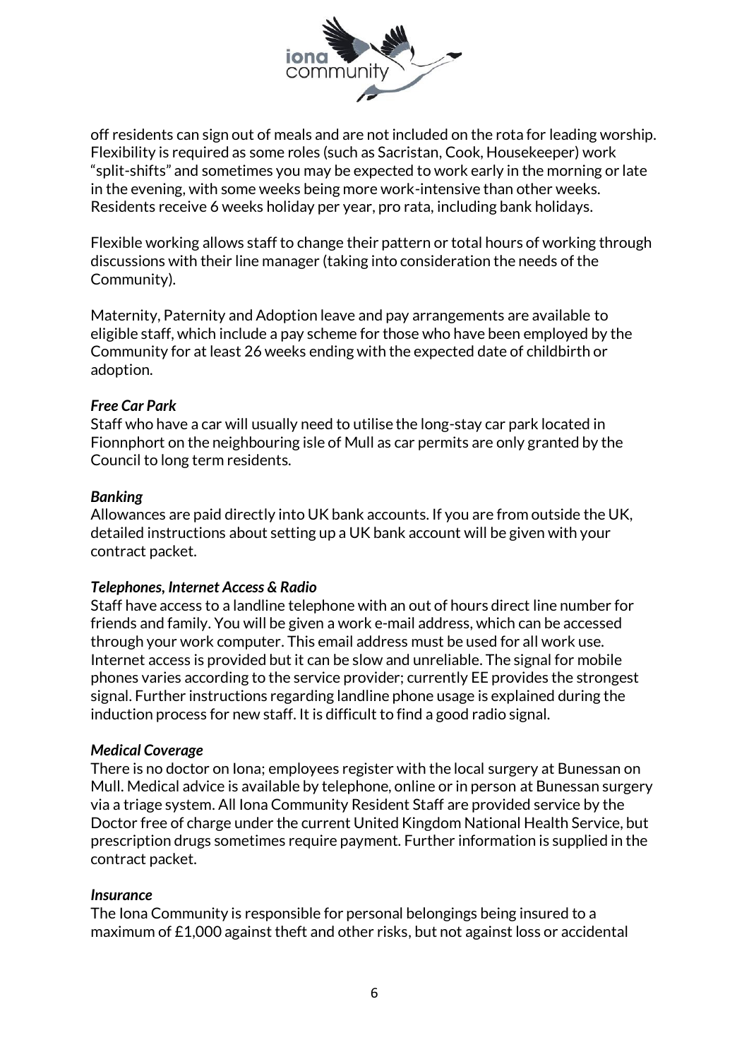off residents can sign out of meals and are not included on the rota for leading worship. Flexibility is required as some roles (such as Sacristan, Cook, Housekeeper) work "split-shifts" and sometimes you may be expected to work early in the morning or late in the evening, with some weeks being more work-intensive than other weeks. Residents receive 6 weeks holiday per year, pro rata, including bank holidays.

Flexible working allows staff to change their pattern or total hours of working through discussions with their line manager (taking into consideration the needs of the Community).

Maternity, Paternity and Adoption leave and pay arrangements are available to eligible staff, which include a pay scheme for those who have been employed by the Community for at least 26 weeks ending with the expected date of childbirth or adoption.

***Free Car Park***
Staff who have a car will usually need to utilise the long-stay car park located in Fionnphort on the neighbouring isle of Mull as car permits are only granted by the Council to long term residents.

***Banking***
Allowances are paid directly into UK bank accounts. If you are from outside the UK, detailed instructions about setting up a UK bank account will be given with your contract packet.

***Telephones, Internet Access & Radio***
Staff have access to a landline telephone with an out of hours direct line number for friends and family. You will be given a work e-mail address, which can be accessed through your work computer. This email address must be used for all work use. Internet access is provided but it can be slow and unreliable. The signal for mobile phones varies according to the service provider; currently EE provides the strongest signal. Further instructions regarding landline phone usage is explained during the induction process for new staff. It is difficult to find a good radio signal.

***Medical Coverage***
There is no doctor on Iona; employees register with the local surgery at Bunessan on Mull. Medical advice is available by telephone, online or in person at Bunessan surgery via a triage system. All Iona Community Resident Staff are provided service by the Doctor free of charge under the current United Kingdom National Health Service, but prescription drugs sometimes require payment. Further information is supplied in the contract packet.

***Insurance***
The Iona Community is responsible for personal belongings being insured to a maximum of £1,000 against theft and other risks, but not against loss or accidental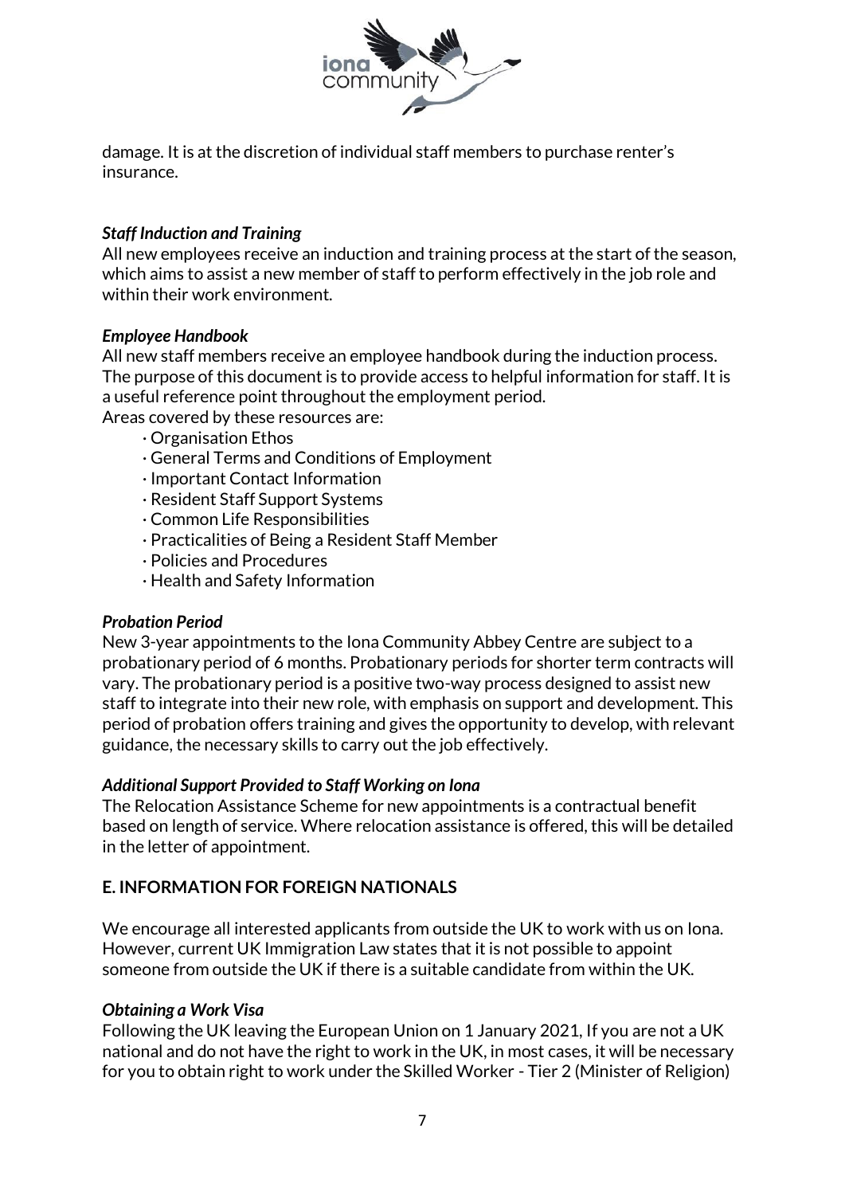damage. It is at the discretion of individual staff members to purchase renter's insurance.

### *Staff Induction and Training*

All new employees receive an induction and training process at the start of the season, which aims to assist a new member of staff to perform effectively in the job role and within their work environment.

### *Employee Handbook*

All new staff members receive an employee handbook during the induction process. The purpose of this document is to provide access to helpful information for staff. It is a useful reference point throughout the employment period.

Areas covered by these resources are:

- Organisation Ethos
- General Terms and Conditions of Employment
- Important Contact Information
- Resident Staff Support Systems
- Common Life Responsibilities
- Practicalities of Being a Resident Staff Member
- Policies and Procedures
- Health and Safety Information

### *Probation Period*

New 3-year appointments to the Iona Community Abbey Centre are subject to a probationary period of 6 months. Probationary periods for shorter term contracts will vary. The probationary period is a positive two-way process designed to assist new staff to integrate into their new role, with emphasis on support and development. This period of probation offers training and gives the opportunity to develop, with relevant guidance, the necessary skills to carry out the job effectively.

### *Additional Support Provided to Staff Working on Iona*

The Relocation Assistance Scheme for new appointments is a contractual benefit based on length of service. Where relocation assistance is offered, this will be detailed in the letter of appointment.

## E. INFORMATION FOR FOREIGN NATIONALS

We encourage all interested applicants from outside the UK to work with us on Iona. However, current UK Immigration Law states that it is not possible to appoint someone from outside the UK if there is a suitable candidate from within the UK.

### *Obtaining a Work Visa*

Following the UK leaving the European Union on 1 January 2021, If you are not a UK national and do not have the right to work in the UK, in most cases, it will be necessary for you to obtain right to work under the Skilled Worker - Tier 2 (Minister of Religion)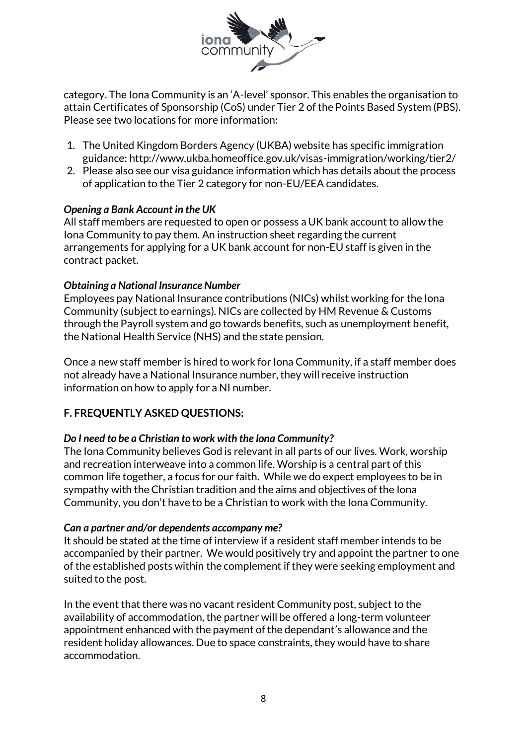category. The Iona Community is an 'A-level' sponsor. This enables the organisation to attain Certificates of Sponsorship (CoS) under Tier 2 of the Points Based System (PBS). Please see two locations for more information:

1. The United Kingdom Borders Agency (UKBA) website has specific immigration guidance: http://www.ukba.homeoffice.gov.uk/visas-immigration/working/tier2/
2. Please also see our visa guidance information which has details about the process of application to the Tier 2 category for non-EU/EEA candidates.

***Opening a Bank Account in the UK***

All staff members are requested to open or possess a UK bank account to allow the Iona Community to pay them. An instruction sheet regarding the current arrangements for applying for a UK bank account for non-EU staff is given in the contract packet.

***Obtaining a National Insurance Number***

Employees pay National Insurance contributions (NICs) whilst working for the Iona Community (subject to earnings). NICs are collected by HM Revenue & Customs through the Payroll system and go towards benefits, such as unemployment benefit, the National Health Service (NHS) and the state pension.

Once a new staff member is hired to work for Iona Community, if a staff member does not already have a National Insurance number, they will receive instruction information on how to apply for a NI number.

## F. FREQUENTLY ASKED QUESTIONS:

***Do I need to be a Christian to work with the Iona Community?***

The Iona Community believes God is relevant in all parts of our lives. Work, worship and recreation interweave into a common life. Worship is a central part of this common life together, a focus for our faith. While we do expect employees to be in sympathy with the Christian tradition and the aims and objectives of the Iona Community, you don't have to be a Christian to work with the Iona Community.

***Can a partner and/or dependents accompany me?***

It should be stated at the time of interview if a resident staff member intends to be accompanied by their partner. We would positively try and appoint the partner to one of the established posts within the complement if they were seeking employment and suited to the post.

In the event that there was no vacant resident Community post, subject to the availability of accommodation, the partner will be offered a long-term volunteer appointment enhanced with the payment of the dependant's allowance and the resident holiday allowances. Due to space constraints, they would have to share accommodation.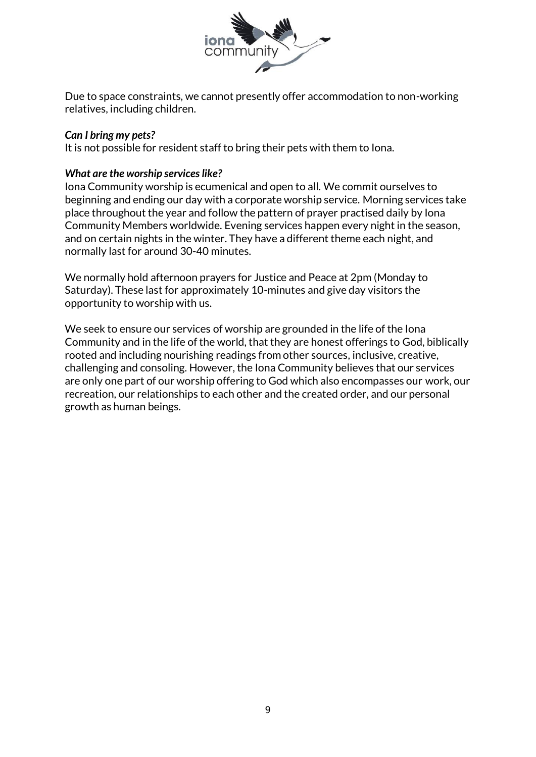Due to space constraints, we cannot presently offer accommodation to non-working relatives, including children.

***Can I bring my pets?***

It is not possible for resident staff to bring their pets with them to Iona.

***What are the worship services like?***

Iona Community worship is ecumenical and open to all. We commit ourselves to beginning and ending our day with a corporate worship service. Morning services take place throughout the year and follow the pattern of prayer practised daily by Iona Community Members worldwide. Evening services happen every night in the season, and on certain nights in the winter. They have a different theme each night, and normally last for around 30-40 minutes.

We normally hold afternoon prayers for Justice and Peace at 2pm (Monday to Saturday). These last for approximately 10-minutes and give day visitors the opportunity to worship with us.

We seek to ensure our services of worship are grounded in the life of the Iona Community and in the life of the world, that they are honest offerings to God, biblically rooted and including nourishing readings from other sources, inclusive, creative, challenging and consoling. However, the Iona Community believes that our services are only one part of our worship offering to God which also encompasses our work, our recreation, our relationships to each other and the created order, and our personal growth as human beings.